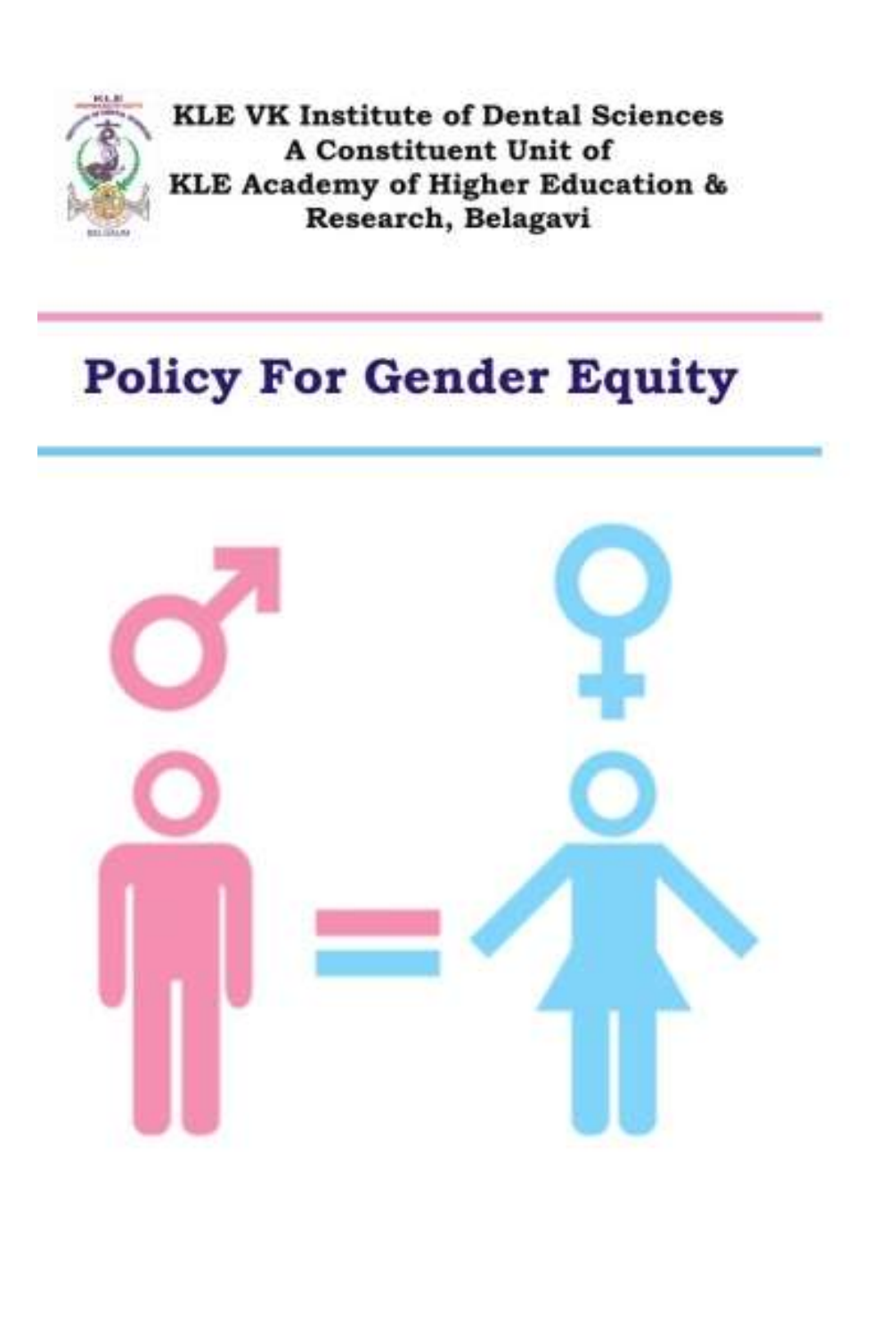**KLE VK Institute of Dental Sciences**
**A Constituent Unit of**
**KLE Academy of Higher Education & Research, Belagavi**

# Policy For Gender Equity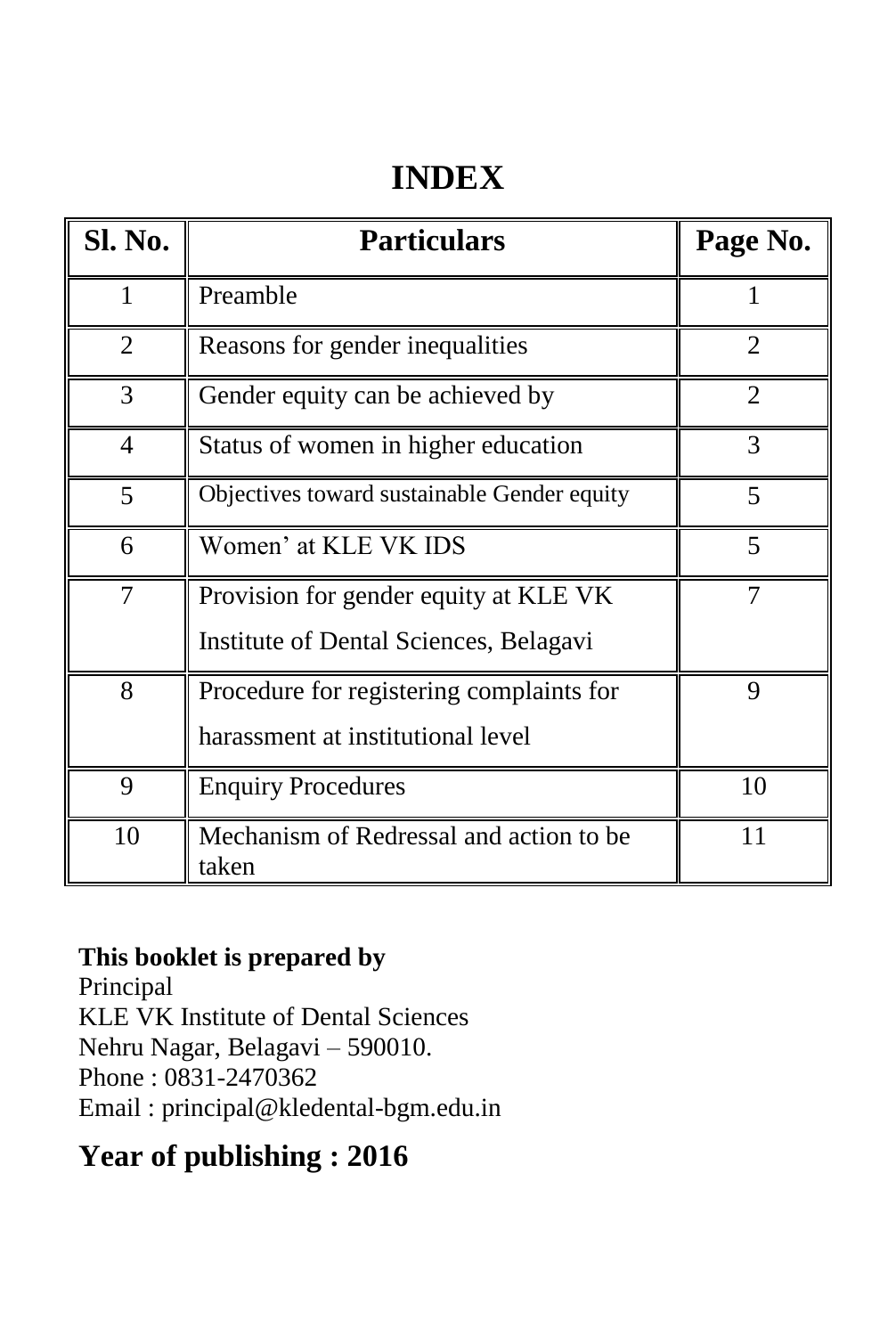# INDEX

| Sl. No. | Particulars | Page No. |
|---|---|---|
| 1 | Preamble | 1 |
| 2 | Reasons for gender inequalities | 2 |
| 3 | Gender equity can be achieved by | 2 |
| 4 | Status of women in higher education | 3 |
| 5 | Objectives toward sustainable Gender equity | 5 |
| 6 | Women' at KLE VK IDS | 5 |
| 7 | Provision for gender equity at KLE VK Institute of Dental Sciences, Belagavi | 7 |
| 8 | Procedure for registering complaints for harassment at institutional level | 9 |
| 9 | Enquiry Procedures | 10 |
| 10 | Mechanism of Redressal and action to be taken | 11 |

**This booklet is prepared by**
Principal
KLE VK Institute of Dental Sciences
Nehru Nagar, Belagavi – 590010.
Phone : 0831-2470362
Email : principal@kledental-bgm.edu.in

## Year of publishing : 2016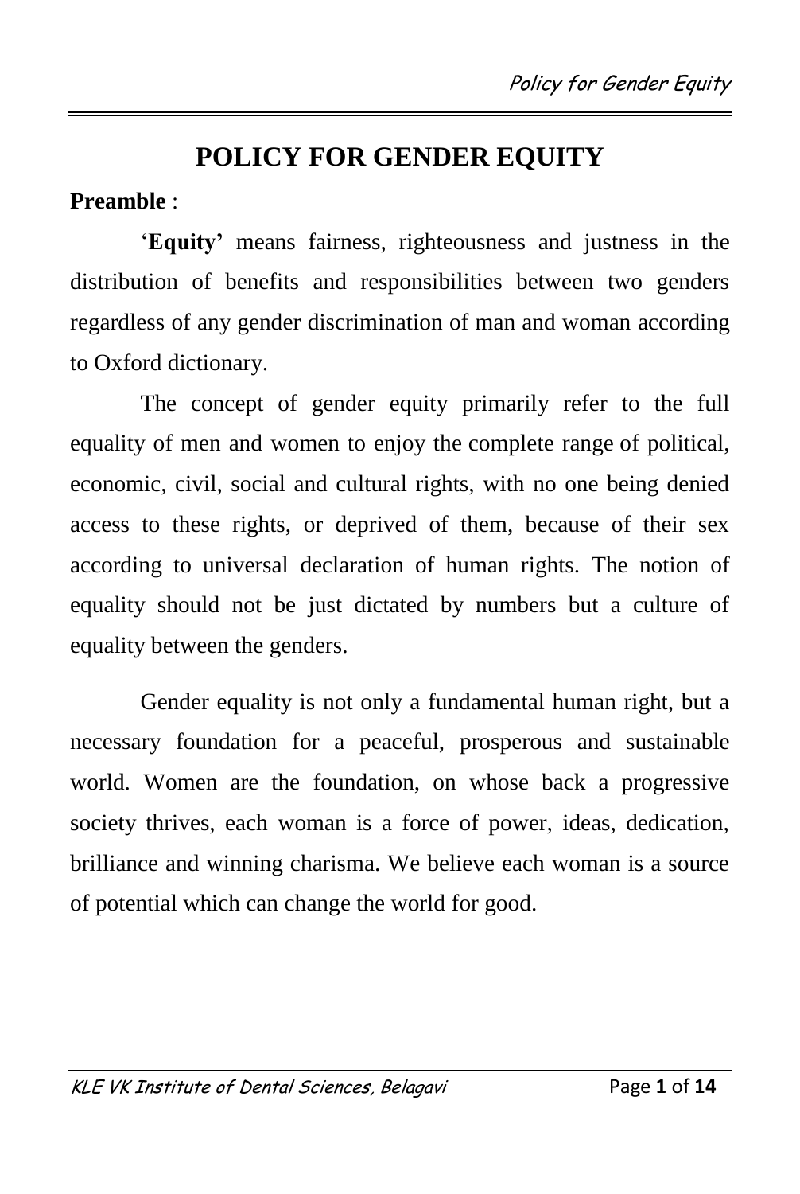# POLICY FOR GENDER EQUITY

**Preamble** :

'**Equity'** means fairness, righteousness and justness in the distribution of benefits and responsibilities between two genders regardless of any gender discrimination of man and woman according to Oxford dictionary.

The concept of gender equity primarily refer to the full equality of men and women to enjoy the complete range of political, economic, civil, social and cultural rights, with no one being denied access to these rights, or deprived of them, because of their sex according to universal declaration of human rights. The notion of equality should not be just dictated by numbers but a culture of equality between the genders.

Gender equality is not only a fundamental human right, but a necessary foundation for a peaceful, prosperous and sustainable world. Women are the foundation, on whose back a progressive society thrives, each woman is a force of power, ideas, dedication, brilliance and winning charisma. We believe each woman is a source of potential which can change the world for good.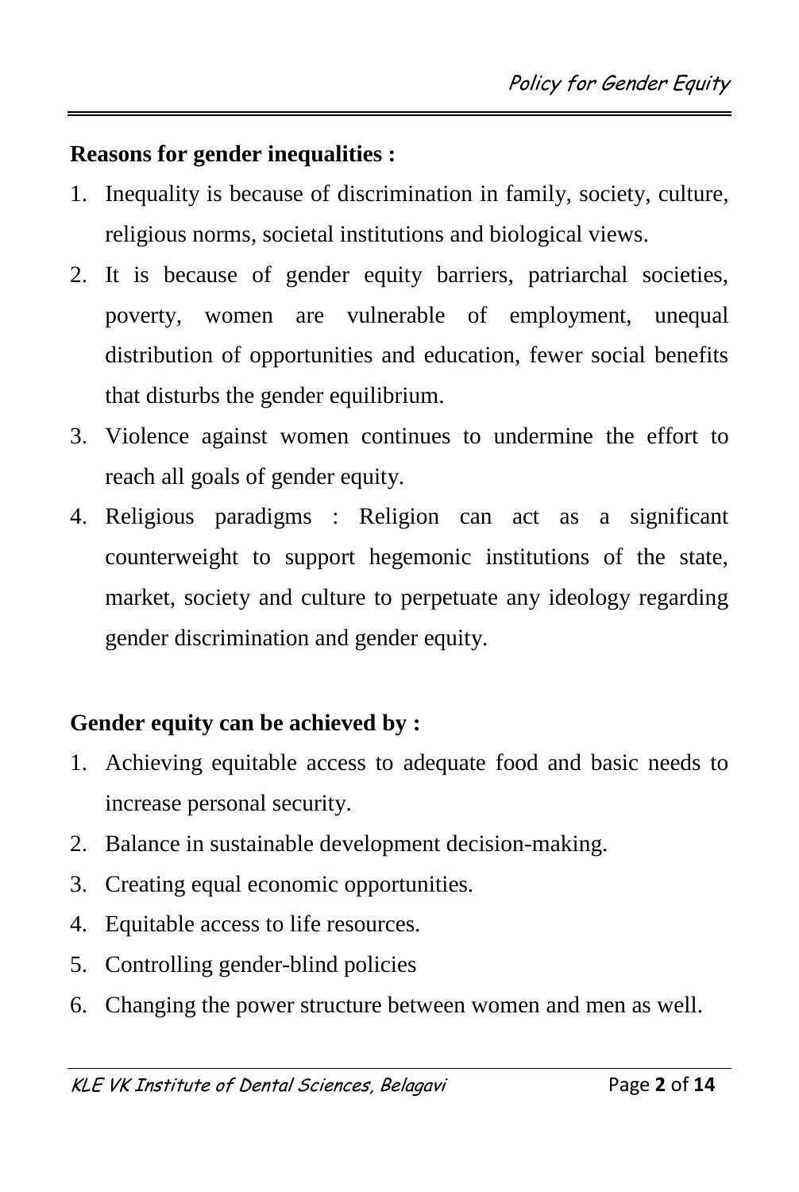**Reasons for gender inequalities :**

1. Inequality is because of discrimination in family, society, culture, religious norms, societal institutions and biological views.
2. It is because of gender equity barriers, patriarchal societies, poverty, women are vulnerable of employment, unequal distribution of opportunities and education, fewer social benefits that disturbs the gender equilibrium.
3. Violence against women continues to undermine the effort to reach all goals of gender equity.
4. Religious paradigms : Religion can act as a significant counterweight to support hegemonic institutions of the state, market, society and culture to perpetuate any ideology regarding gender discrimination and gender equity.

**Gender equity can be achieved by :**

1. Achieving equitable access to adequate food and basic needs to increase personal security.
2. Balance in sustainable development decision-making.
3. Creating equal economic opportunities.
4. Equitable access to life resources.
5. Controlling gender-blind policies
6. Changing the power structure between women and men as well.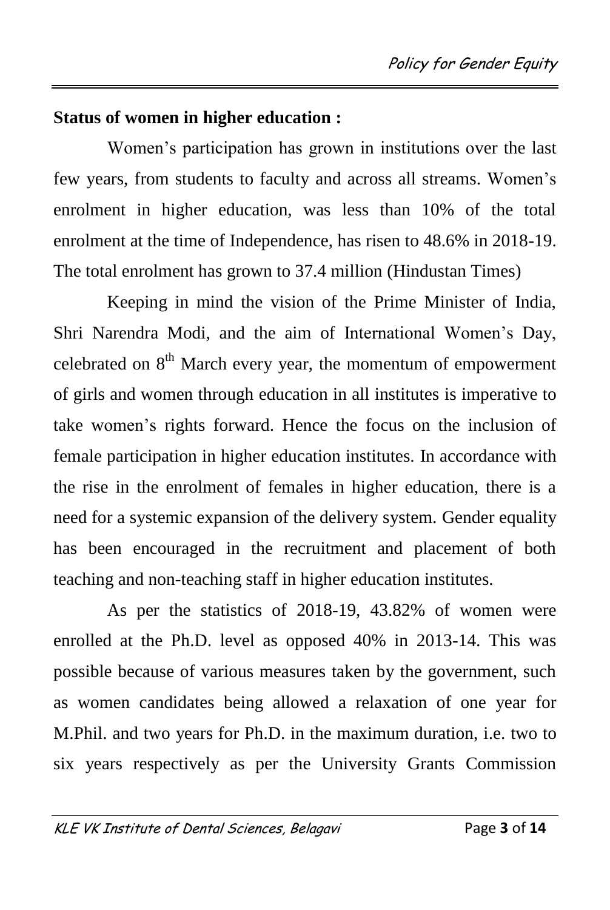**Status of women in higher education :**

Women's participation has grown in institutions over the last few years, from students to faculty and across all streams. Women's enrolment in higher education, was less than 10% of the total enrolment at the time of Independence, has risen to 48.6% in 2018-19. The total enrolment has grown to 37.4 million (Hindustan Times)

Keeping in mind the vision of the Prime Minister of India, Shri Narendra Modi, and the aim of International Women's Day, celebrated on 8th March every year, the momentum of empowerment of girls and women through education in all institutes is imperative to take women's rights forward. Hence the focus on the inclusion of female participation in higher education institutes. In accordance with the rise in the enrolment of females in higher education, there is a need for a systemic expansion of the delivery system. Gender equality has been encouraged in the recruitment and placement of both teaching and non-teaching staff in higher education institutes.

As per the statistics of 2018-19, 43.82% of women were enrolled at the Ph.D. level as opposed 40% in 2013-14. This was possible because of various measures taken by the government, such as women candidates being allowed a relaxation of one year for M.Phil. and two years for Ph.D. in the maximum duration, i.e. two to six years respectively as per the University Grants Commission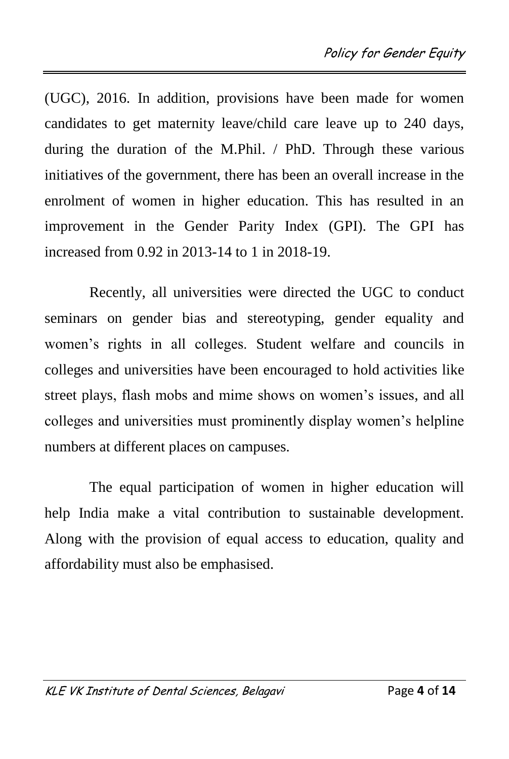(UGC), 2016. In addition, provisions have been made for women candidates to get maternity leave/child care leave up to 240 days, during the duration of the M.Phil. / PhD. Through these various initiatives of the government, there has been an overall increase in the enrolment of women in higher education. This has resulted in an improvement in the Gender Parity Index (GPI). The GPI has increased from 0.92 in 2013-14 to 1 in 2018-19.

Recently, all universities were directed the UGC to conduct seminars on gender bias and stereotyping, gender equality and women's rights in all colleges. Student welfare and councils in colleges and universities have been encouraged to hold activities like street plays, flash mobs and mime shows on women's issues, and all colleges and universities must prominently display women's helpline numbers at different places on campuses.

The equal participation of women in higher education will help India make a vital contribution to sustainable development. Along with the provision of equal access to education, quality and affordability must also be emphasised.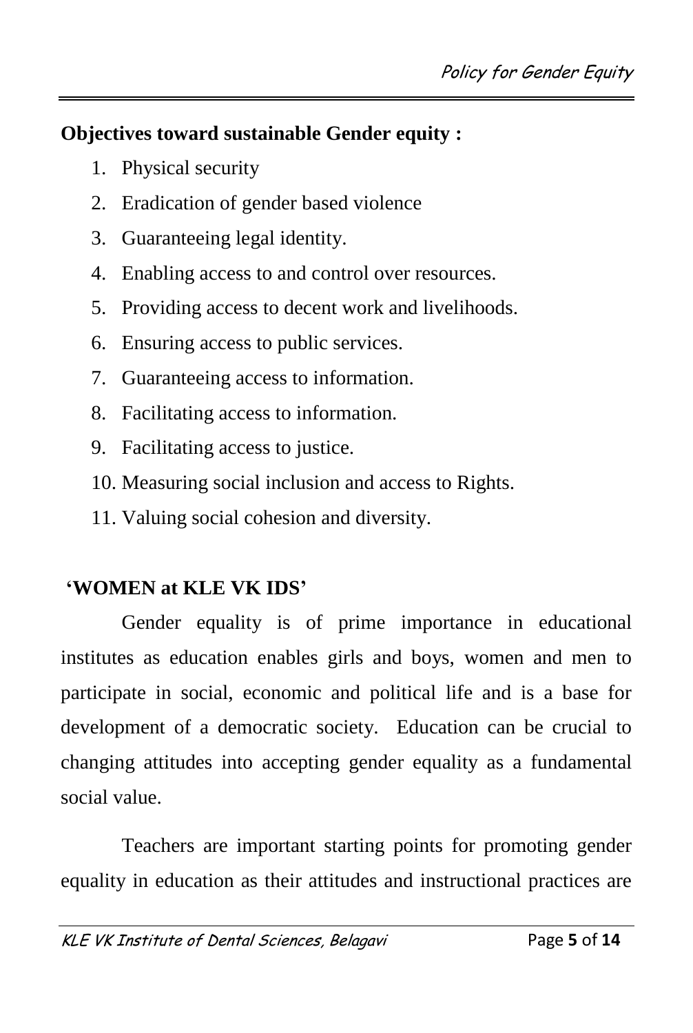**Objectives toward sustainable Gender equity :**

1. Physical security
2. Eradication of gender based violence
3. Guaranteeing legal identity.
4. Enabling access to and control over resources.
5. Providing access to decent work and livelihoods.
6. Ensuring access to public services.
7. Guaranteeing access to information.
8. Facilitating access to information.
9. Facilitating access to justice.
10. Measuring social inclusion and access to Rights.
11. Valuing social cohesion and diversity.

**'WOMEN at KLE VK IDS'**

Gender equality is of prime importance in educational institutes as education enables girls and boys, women and men to participate in social, economic and political life and is a base for development of a democratic society. Education can be crucial to changing attitudes into accepting gender equality as a fundamental social value.

Teachers are important starting points for promoting gender equality in education as their attitudes and instructional practices are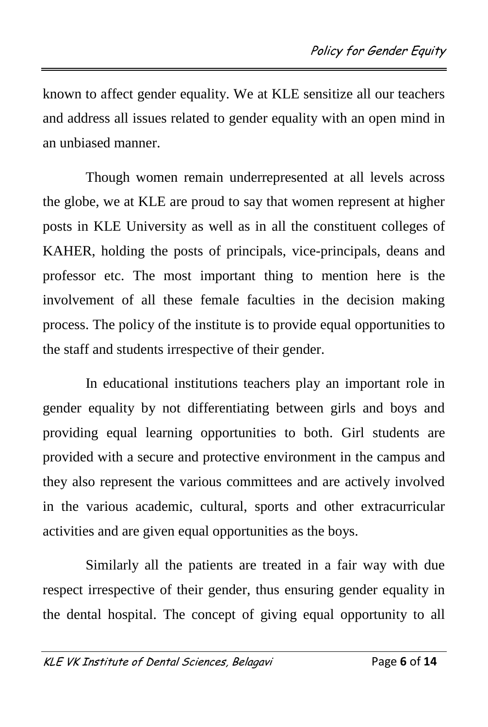known to affect gender equality. We at KLE sensitize all our teachers and address all issues related to gender equality with an open mind in an unbiased manner.

Though women remain underrepresented at all levels across the globe, we at KLE are proud to say that women represent at higher posts in KLE University as well as in all the constituent colleges of KAHER, holding the posts of principals, vice-principals, deans and professor etc. The most important thing to mention here is the involvement of all these female faculties in the decision making process. The policy of the institute is to provide equal opportunities to the staff and students irrespective of their gender.

In educational institutions teachers play an important role in gender equality by not differentiating between girls and boys and providing equal learning opportunities to both. Girl students are provided with a secure and protective environment in the campus and they also represent the various committees and are actively involved in the various academic, cultural, sports and other extracurricular activities and are given equal opportunities as the boys.

Similarly all the patients are treated in a fair way with due respect irrespective of their gender, thus ensuring gender equality in the dental hospital. The concept of giving equal opportunity to all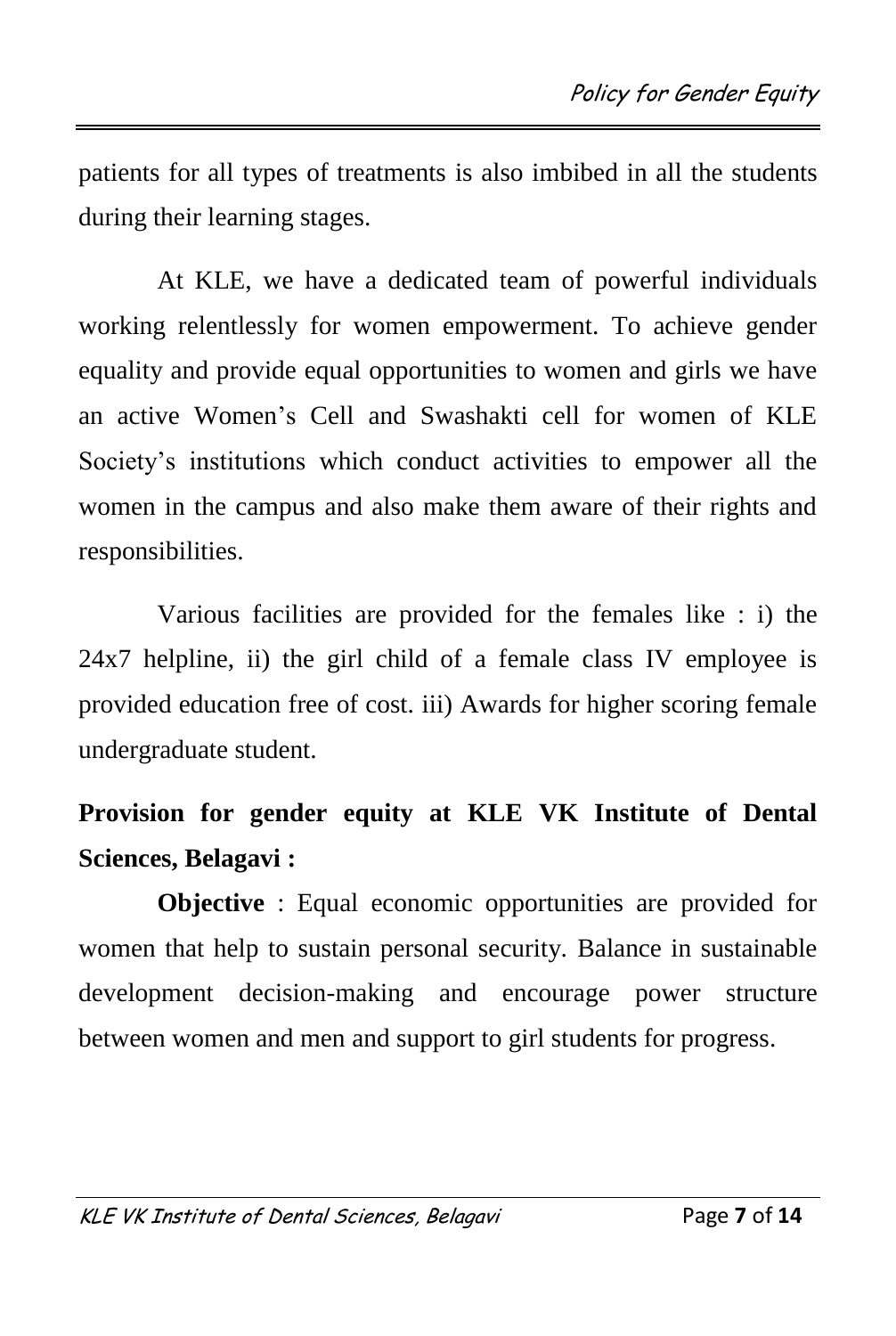patients for all types of treatments is also imbibed in all the students during their learning stages.

At KLE, we have a dedicated team of powerful individuals working relentlessly for women empowerment. To achieve gender equality and provide equal opportunities to women and girls we have an active Women's Cell and Swashakti cell for women of KLE Society's institutions which conduct activities to empower all the women in the campus and also make them aware of their rights and responsibilities.

Various facilities are provided for the females like : i) the 24x7 helpline, ii) the girl child of a female class IV employee is provided education free of cost. iii) Awards for higher scoring female undergraduate student.

**Provision for gender equity at KLE VK Institute of Dental Sciences, Belagavi :**

**Objective** : Equal economic opportunities are provided for women that help to sustain personal security. Balance in sustainable development decision-making and encourage power structure between women and men and support to girl students for progress.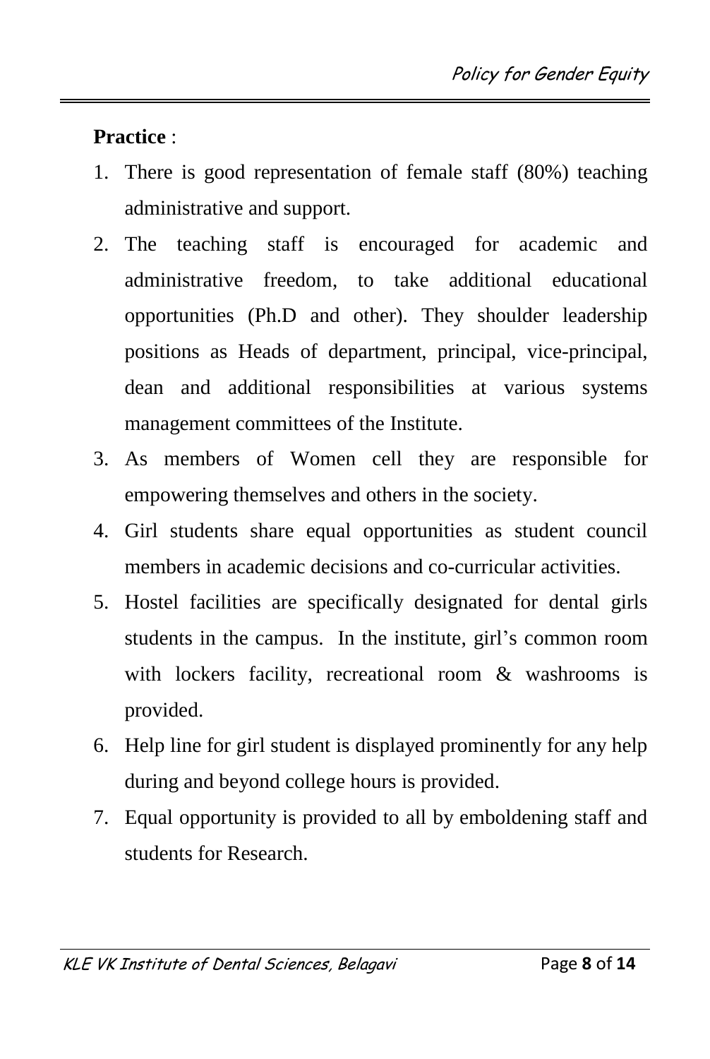**Practice** :

1. There is good representation of female staff (80%) teaching administrative and support.
2. The teaching staff is encouraged for academic and administrative freedom, to take additional educational opportunities (Ph.D and other). They shoulder leadership positions as Heads of department, principal, vice-principal, dean and additional responsibilities at various systems management committees of the Institute.
3. As members of Women cell they are responsible for empowering themselves and others in the society.
4. Girl students share equal opportunities as student council members in academic decisions and co-curricular activities.
5. Hostel facilities are specifically designated for dental girls students in the campus. In the institute, girl's common room with lockers facility, recreational room & washrooms is provided.
6. Help line for girl student is displayed prominently for any help during and beyond college hours is provided.
7. Equal opportunity is provided to all by emboldening staff and students for Research.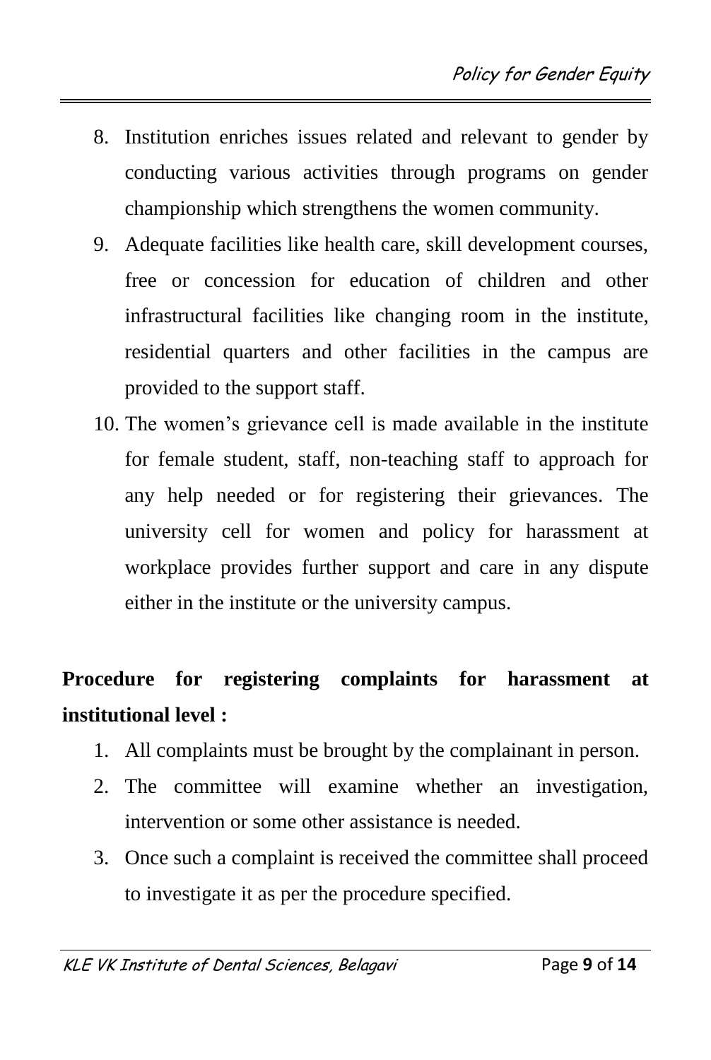8. Institution enriches issues related and relevant to gender by conducting various activities through programs on gender championship which strengthens the women community.
9. Adequate facilities like health care, skill development courses, free or concession for education of children and other infrastructural facilities like changing room in the institute, residential quarters and other facilities in the campus are provided to the support staff.
10. The women's grievance cell is made available in the institute for female student, staff, non-teaching staff to approach for any help needed or for registering their grievances. The university cell for women and policy for harassment at workplace provides further support and care in any dispute either in the institute or the university campus.

**Procedure for registering complaints for harassment at institutional level :**

1. All complaints must be brought by the complainant in person.
2. The committee will examine whether an investigation, intervention or some other assistance is needed.
3. Once such a complaint is received the committee shall proceed to investigate it as per the procedure specified.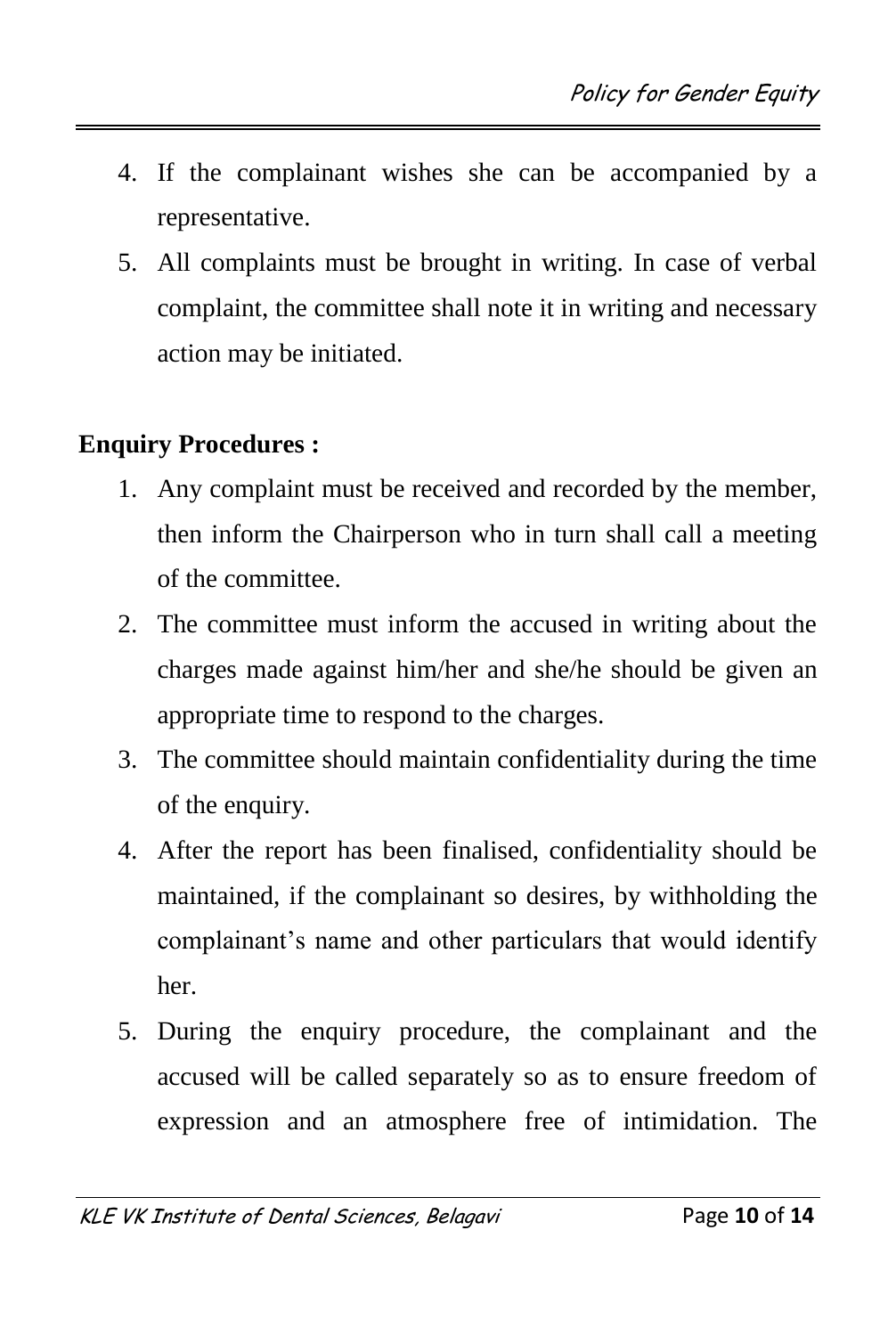4. If the complainant wishes she can be accompanied by a representative.
5. All complaints must be brought in writing. In case of verbal complaint, the committee shall note it in writing and necessary action may be initiated.

**Enquiry Procedures :**

1. Any complaint must be received and recorded by the member, then inform the Chairperson who in turn shall call a meeting of the committee.
2. The committee must inform the accused in writing about the charges made against him/her and she/he should be given an appropriate time to respond to the charges.
3. The committee should maintain confidentiality during the time of the enquiry.
4. After the report has been finalised, confidentiality should be maintained, if the complainant so desires, by withholding the complainant's name and other particulars that would identify her.
5. During the enquiry procedure, the complainant and the accused will be called separately so as to ensure freedom of expression and an atmosphere free of intimidation. The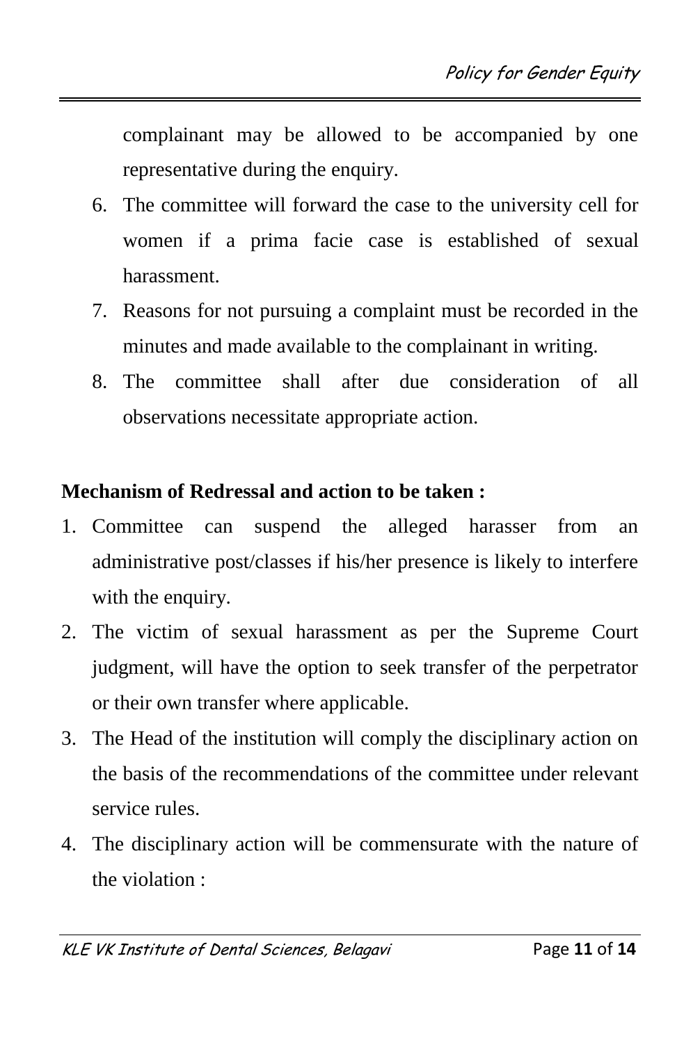complainant may be allowed to be accompanied by one representative during the enquiry.

6. The committee will forward the case to the university cell for women if a prima facie case is established of sexual harassment.
7. Reasons for not pursuing a complaint must be recorded in the minutes and made available to the complainant in writing.
8. The committee shall after due consideration of all observations necessitate appropriate action.

**Mechanism of Redressal and action to be taken :**

1. Committee can suspend the alleged harasser from an administrative post/classes if his/her presence is likely to interfere with the enquiry.
2. The victim of sexual harassment as per the Supreme Court judgment, will have the option to seek transfer of the perpetrator or their own transfer where applicable.
3. The Head of the institution will comply the disciplinary action on the basis of the recommendations of the committee under relevant service rules.
4. The disciplinary action will be commensurate with the nature of the violation :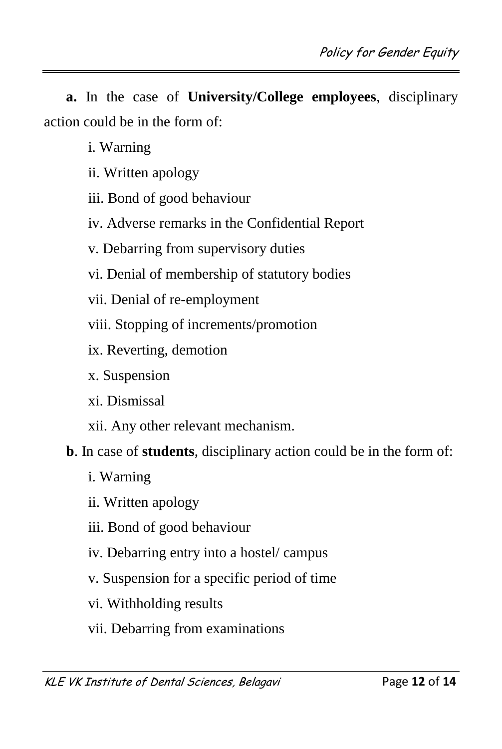**a.** In the case of **University/College employees**, disciplinary action could be in the form of:

i. Warning

ii. Written apology

iii. Bond of good behaviour

iv. Adverse remarks in the Confidential Report

v. Debarring from supervisory duties

vi. Denial of membership of statutory bodies

vii. Denial of re-employment

viii. Stopping of increments/promotion

ix. Reverting, demotion

x. Suspension

xi. Dismissal

xii. Any other relevant mechanism.

**b**. In case of **students**, disciplinary action could be in the form of:

i. Warning

ii. Written apology

iii. Bond of good behaviour

iv. Debarring entry into a hostel/ campus

v. Suspension for a specific period of time

vi. Withholding results

vii. Debarring from examinations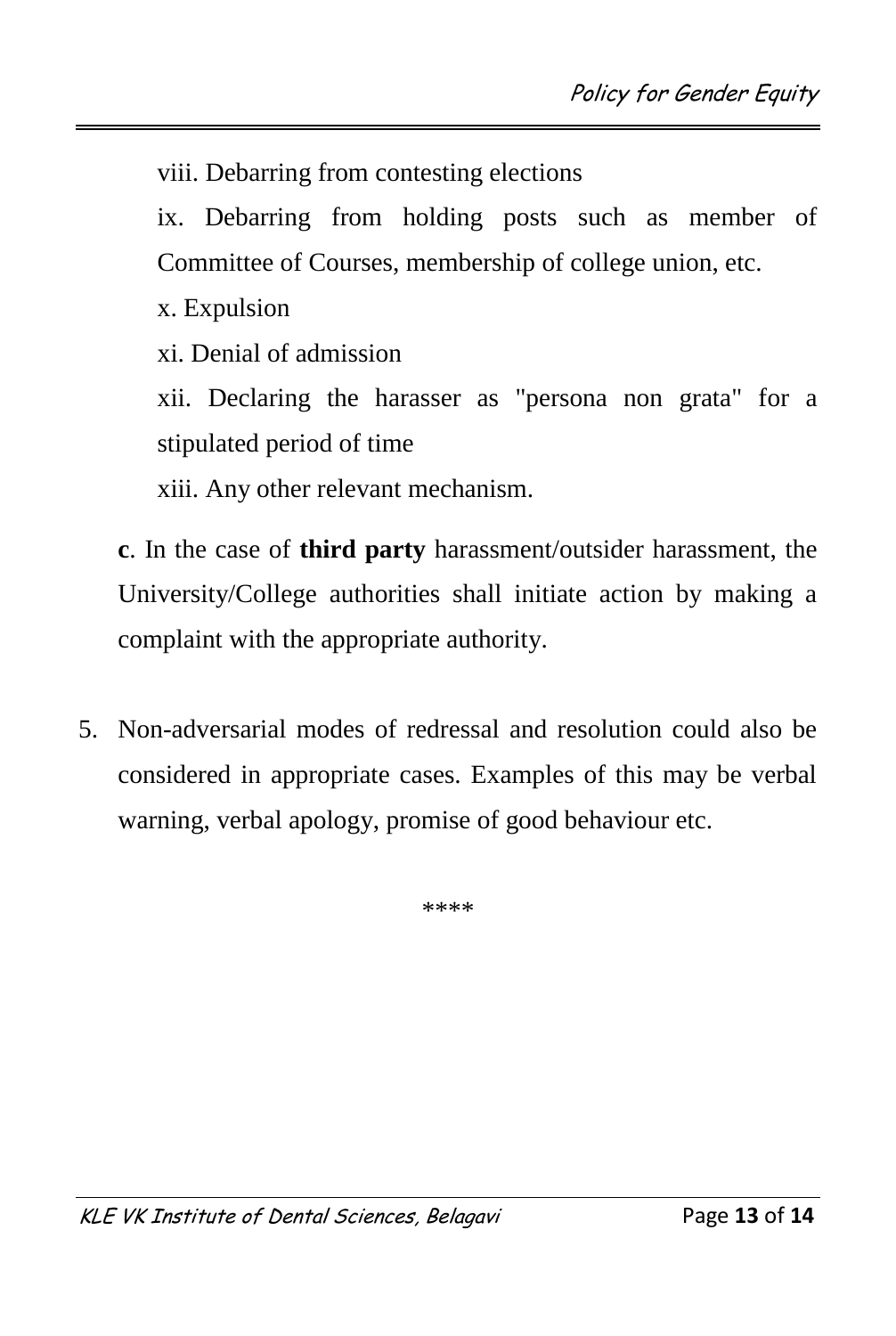viii. Debarring from contesting elections

ix. Debarring from holding posts such as member of Committee of Courses, membership of college union, etc.

x. Expulsion

xi. Denial of admission

xii. Declaring the harasser as "persona non grata" for a stipulated period of time

xiii. Any other relevant mechanism.

**c**. In the case of **third party** harassment/outsider harassment, the University/College authorities shall initiate action by making a complaint with the appropriate authority.

5. Non-adversarial modes of redressal and resolution could also be considered in appropriate cases. Examples of this may be verbal warning, verbal apology, promise of good behaviour etc.

****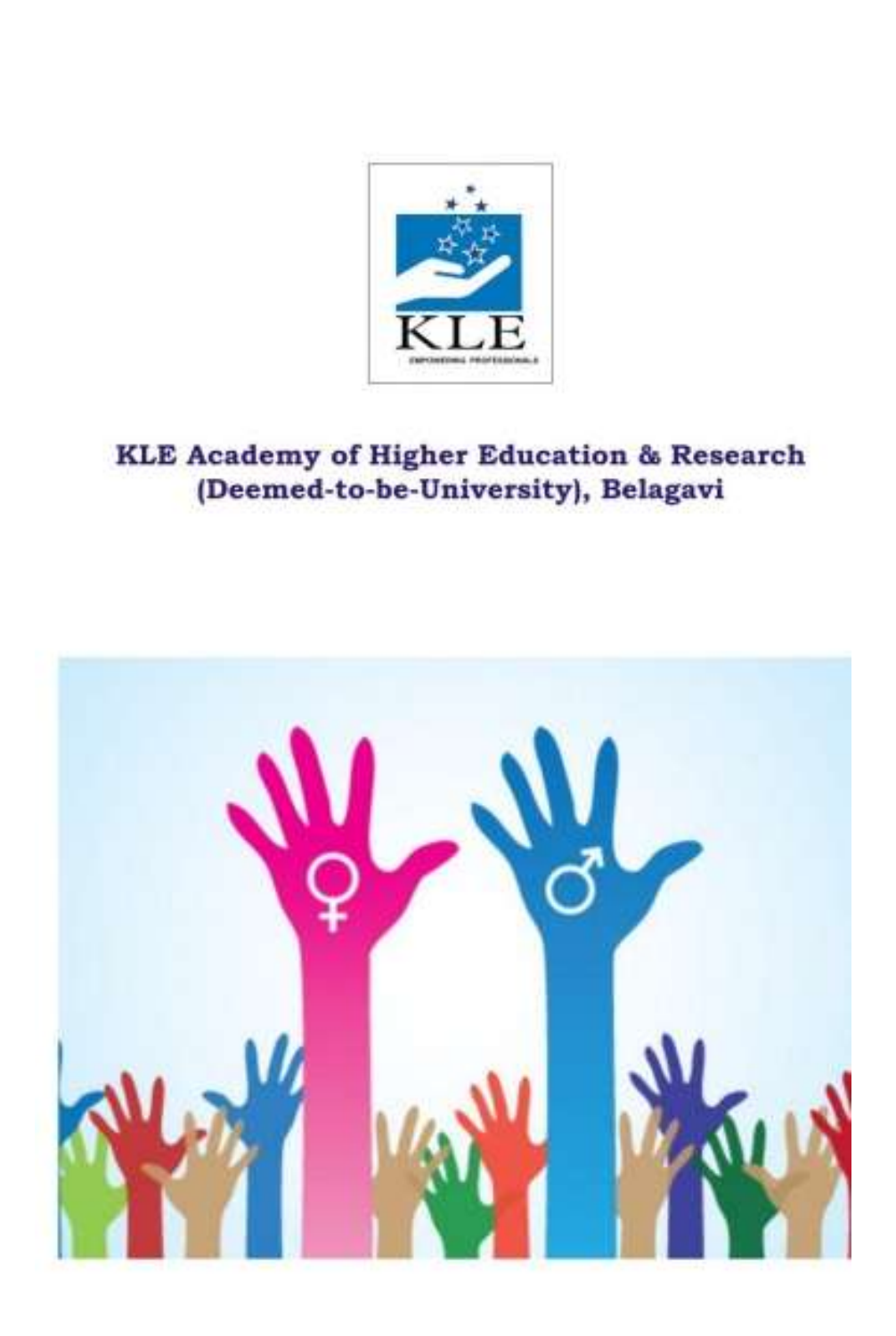**KLE Academy of Higher Education & Research (Deemed-to-be-University), Belagavi**